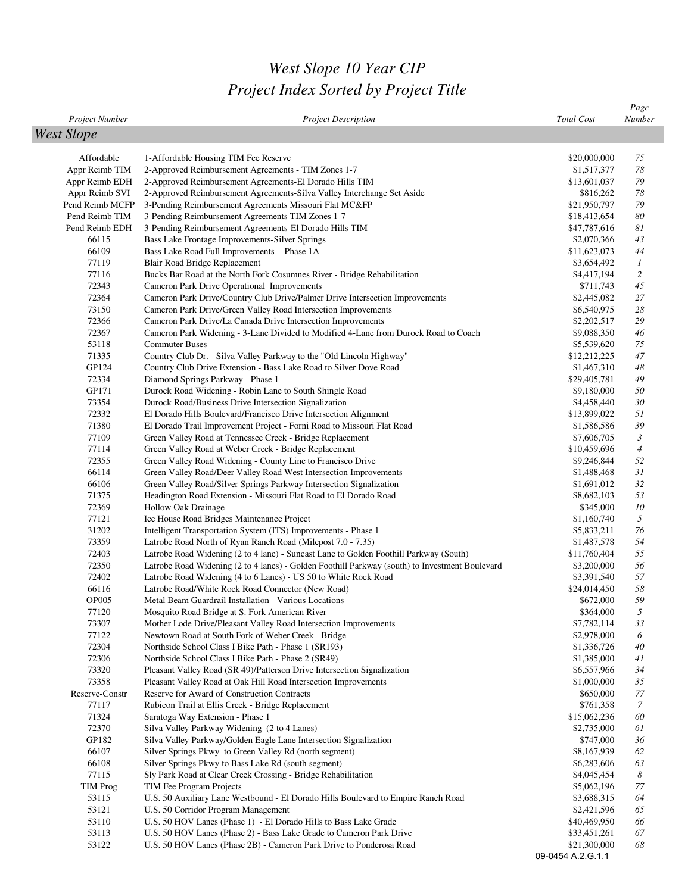# West Slope 10 Year CIP
## Project Index Sorted by Project Title

| Project Number | Project Description | Total Cost | Page Number |
|---|---|---|---|
| **West Slope** | | | |
| Affordable | 1-Affordable Housing TIM Fee Reserve | $20,000,000 | 75 |
| Appr Reimb TIM | 2-Approved Reimbursement Agreements - TIM Zones 1-7 | $1,517,377 | 78 |
| Appr Reimb EDH | 2-Approved Reimbursement Agreements-El Dorado Hills TIM | $13,601,037 | 79 |
| Appr Reimb SVI | 2-Approved Reimbursement Agreements-Silva Valley Interchange Set Aside | $816,262 | 78 |
| Pend Reimb MCFP | 3-Pending Reimbursement Agreements Missouri Flat MC&FP | $21,950,797 | 79 |
| Pend Reimb TIM | 3-Pending Reimbursement Agreements TIM Zones 1-7 | $18,413,654 | 80 |
| Pend Reimb EDH | 3-Pending Reimbursement Agreements-El Dorado Hills TIM | $47,787,616 | 81 |
| 66115 | Bass Lake Frontage Improvements-Silver Springs | $2,070,366 | 43 |
| 66109 | Bass Lake Road Full Improvements - Phase 1A | $11,623,073 | 44 |
| 77119 | Blair Road Bridge Replacement | $3,654,492 | 1 |
| 77116 | Bucks Bar Road at the North Fork Cosumnes River - Bridge Rehabilitation | $4,417,194 | 2 |
| 72343 | Cameron Park Drive Operational Improvements | $711,743 | 45 |
| 72364 | Cameron Park Drive/Country Club Drive/Palmer Drive Intersection Improvements | $2,445,082 | 27 |
| 73150 | Cameron Park Drive/Green Valley Road Intersection Improvements | $6,540,975 | 28 |
| 72366 | Cameron Park Drive/La Canada Drive Intersection Improvements | $2,202,517 | 29 |
| 72367 | Cameron Park Widening - 3-Lane Divided to Modified 4-Lane from Durock Road to Coach | $9,088,350 | 46 |
| 53118 | Commuter Buses | $5,539,620 | 75 |
| 71335 | Country Club Dr. - Silva Valley Parkway to the "Old Lincoln Highway" | $12,212,225 | 47 |
| GP124 | Country Club Drive Extension - Bass Lake Road to Silver Dove Road | $1,467,310 | 48 |
| 72334 | Diamond Springs Parkway - Phase 1 | $29,405,781 | 49 |
| GP171 | Durock Road Widening - Robin Lane to South Shingle Road | $9,180,000 | 50 |
| 73354 | Durock Road/Business Drive Intersection Signalization | $4,458,440 | 30 |
| 72332 | El Dorado Hills Boulevard/Francisco Drive Intersection Alignment | $13,899,022 | 51 |
| 71380 | El Dorado Trail Improvement Project - Forni Road to Missouri Flat Road | $1,586,586 | 39 |
| 77109 | Green Valley Road at Tennessee Creek - Bridge Replacement | $7,606,705 | 3 |
| 77114 | Green Valley Road at Weber Creek - Bridge Replacement | $10,459,696 | 4 |
| 72355 | Green Valley Road Widening - County Line to Francisco Drive | $9,246,844 | 52 |
| 66114 | Green Valley Road/Deer Valley Road West Intersection Improvements | $1,488,468 | 31 |
| 66106 | Green Valley Road/Silver Springs Parkway Intersection Signalization | $1,691,012 | 32 |
| 71375 | Headington Road Extension - Missouri Flat Road to El Dorado Road | $8,682,103 | 53 |
| 72369 | Hollow Oak Drainage | $345,000 | 10 |
| 77121 | Ice House Road Bridges Maintenance Project | $1,160,740 | 5 |
| 31202 | Intelligent Transportation System (ITS) Improvements - Phase 1 | $5,833,211 | 76 |
| 73359 | Latrobe Road North of Ryan Ranch Road (Milepost 7.0 - 7.35) | $1,487,578 | 54 |
| 72403 | Latrobe Road Widening (2 to 4 lane) - Suncast Lane to Golden Foothill Parkway (South) | $11,760,404 | 55 |
| 72350 | Latrobe Road Widening (2 to 4 lanes) - Golden Foothill Parkway (south) to Investment Boulevard | $3,200,000 | 56 |
| 72402 | Latrobe Road Widening (4 to 6 Lanes) - US 50 to White Rock Road | $3,391,540 | 57 |
| 66116 | Latrobe Road/White Rock Road Connector (New Road) | $24,014,450 | 58 |
| OP005 | Metal Beam Guardrail Installation - Various Locations | $672,000 | 59 |
| 77120 | Mosquito Road Bridge at S. Fork American River | $364,000 | 5 |
| 73307 | Mother Lode Drive/Pleasant Valley Road Intersection Improvements | $7,782,114 | 33 |
| 77122 | Newtown Road at South Fork of Weber Creek - Bridge | $2,978,000 | 6 |
| 72304 | Northside School Class I Bike Path - Phase 1 (SR193) | $1,336,726 | 40 |
| 72306 | Northside School Class I Bike Path - Phase 2 (SR49) | $1,385,000 | 41 |
| 73320 | Pleasant Valley Road (SR 49)/Patterson Drive Intersection Signalization | $6,557,966 | 34 |
| 73358 | Pleasant Valley Road at Oak Hill Road Intersection Improvements | $1,000,000 | 35 |
| Reserve-Constr | Reserve for Award of Construction Contracts | $650,000 | 77 |
| 77117 | Rubicon Trail at Ellis Creek - Bridge Replacement | $761,358 | 7 |
| 71324 | Saratoga Way Extension - Phase 1 | $15,062,236 | 60 |
| 72370 | Silva Valley Parkway Widening (2 to 4 Lanes) | $2,735,000 | 61 |
| GP182 | Silva Valley Parkway/Golden Eagle Lane Intersection Signalization | $747,000 | 36 |
| 66107 | Silver Springs Pkwy to Green Valley Rd (north segment) | $8,167,939 | 62 |
| 66108 | Silver Springs Pkwy to Bass Lake Rd (south segment) | $6,283,606 | 63 |
| 77115 | Sly Park Road at Clear Creek Crossing - Bridge Rehabilitation | $4,045,454 | 8 |
| TIM Prog | TIM Fee Program Projects | $5,062,196 | 77 |
| 53115 | U.S. 50 Auxiliary Lane Westbound - El Dorado Hills Boulevard to Empire Ranch Road | $3,688,315 | 64 |
| 53121 | U.S. 50 Corridor Program Management | $2,421,596 | 65 |
| 53110 | U.S. 50 HOV Lanes (Phase 1) - El Dorado Hills to Bass Lake Grade | $40,469,950 | 66 |
| 53113 | U.S. 50 HOV Lanes (Phase 2) - Bass Lake Grade to Cameron Park Drive | $33,451,261 | 67 |
| 53122 | U.S. 50 HOV Lanes (Phase 2B) - Cameron Park Drive to Ponderosa Road | $21,300,000 | 68 |

09-0454 A.2.G.1.1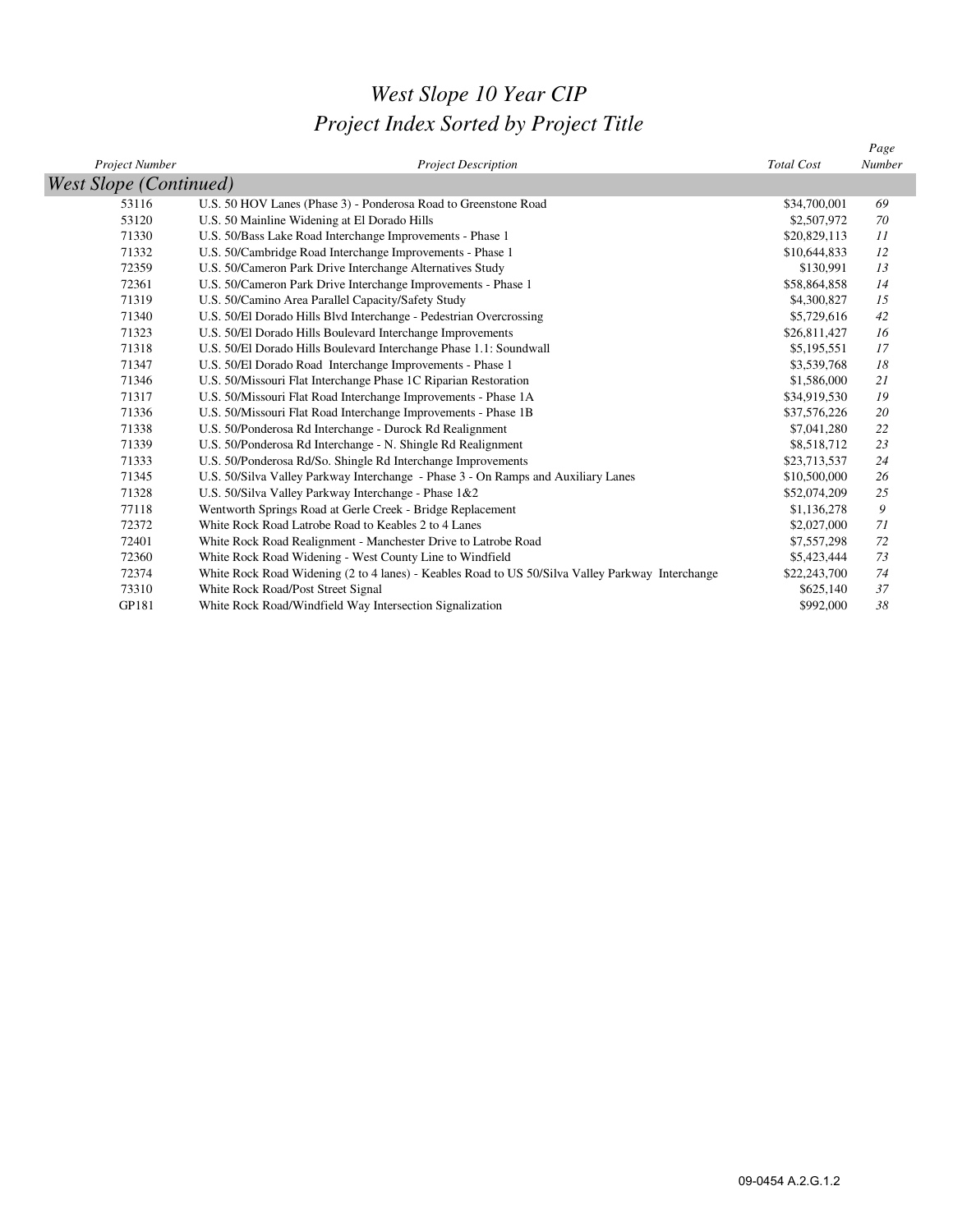# West Slope 10 Year CIP
## Project Index Sorted by Project Title

| Project Number | Project Description | Total Cost | Page Number |
|---|---|---|---|
| **West Slope (Continued)** | | | |
| 53116 | U.S. 50 HOV Lanes (Phase 3) - Ponderosa Road to Greenstone Road | $34,700,001 | 69 |
| 53120 | U.S. 50 Mainline Widening at El Dorado Hills | $2,507,972 | 70 |
| 71330 | U.S. 50/Bass Lake Road Interchange Improvements - Phase 1 | $20,829,113 | 11 |
| 71332 | U.S. 50/Cambridge Road Interchange Improvements - Phase 1 | $10,644,833 | 12 |
| 72359 | U.S. 50/Cameron Park Drive Interchange Alternatives Study | $130,991 | 13 |
| 72361 | U.S. 50/Cameron Park Drive Interchange Improvements - Phase 1 | $58,864,858 | 14 |
| 71319 | U.S. 50/Camino Area Parallel Capacity/Safety Study | $4,300,827 | 15 |
| 71340 | U.S. 50/El Dorado Hills Blvd Interchange - Pedestrian Overcrossing | $5,729,616 | 42 |
| 71323 | U.S. 50/El Dorado Hills Boulevard Interchange Improvements | $26,811,427 | 16 |
| 71318 | U.S. 50/El Dorado Hills Boulevard Interchange Phase 1.1: Soundwall | $5,195,551 | 17 |
| 71347 | U.S. 50/El Dorado Road Interchange Improvements - Phase 1 | $3,539,768 | 18 |
| 71346 | U.S. 50/Missouri Flat Interchange Phase 1C Riparian Restoration | $1,586,000 | 21 |
| 71317 | U.S. 50/Missouri Flat Road Interchange Improvements - Phase 1A | $34,919,530 | 19 |
| 71336 | U.S. 50/Missouri Flat Road Interchange Improvements - Phase 1B | $37,576,226 | 20 |
| 71338 | U.S. 50/Ponderosa Rd Interchange - Durock Rd Realignment | $7,041,280 | 22 |
| 71339 | U.S. 50/Ponderosa Rd Interchange - N. Shingle Rd Realignment | $8,518,712 | 23 |
| 71333 | U.S. 50/Ponderosa Rd/So. Shingle Rd Interchange Improvements | $23,713,537 | 24 |
| 71345 | U.S. 50/Silva Valley Parkway Interchange - Phase 3 - On Ramps and Auxiliary Lanes | $10,500,000 | 26 |
| 71328 | U.S. 50/Silva Valley Parkway Interchange - Phase 1&2 | $52,074,209 | 25 |
| 77118 | Wentworth Springs Road at Gerle Creek - Bridge Replacement | $1,136,278 | 9 |
| 72372 | White Rock Road Latrobe Road to Keables 2 to 4 Lanes | $2,027,000 | 71 |
| 72401 | White Rock Road Realignment - Manchester Drive to Latrobe Road | $7,557,298 | 72 |
| 72360 | White Rock Road Widening - West County Line to Windfield | $5,423,444 | 73 |
| 72374 | White Rock Road Widening (2 to 4 lanes) - Keables Road to US 50/Silva Valley Parkway Interchange | $22,243,700 | 74 |
| 73310 | White Rock Road/Post Street Signal | $625,140 | 37 |
| GP181 | White Rock Road/Windfield Way Intersection Signalization | $992,000 | 38 |

09-0454 A.2.G.1.2